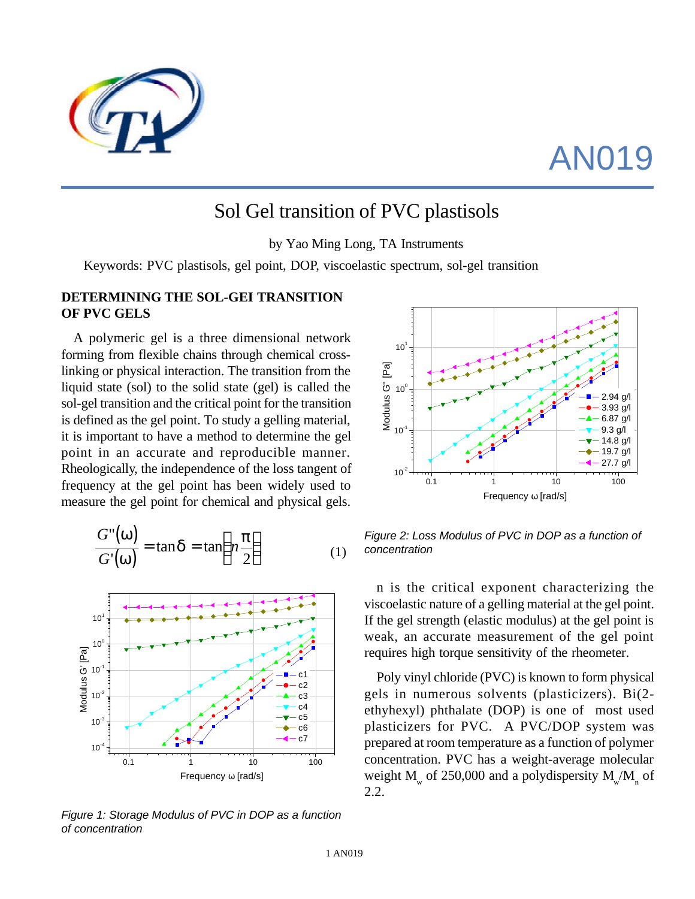# AN019

## Sol Gel transition of PVC plastisols

by Yao Ming Long, TA Instruments

Keywords: PVC plastisols, gel point, DOP, viscoelastic spectrum, sol-gel transition

### DETERMINING THE SOL-GEI TRANSITION OF PVC GELS

A polymeric gel is a three dimensional network forming from flexible chains through chemical cross-linking or physical interaction. The transition from the liquid state (sol) to the solid state (gel) is called the sol-gel transition and the critical point for the transition is defined as the gel point. To study a gelling material, it is important to have a method to determine the gel point in an accurate and reproducible manner. Rheologically, the independence of the loss tangent of frequency at the gel point has been widely used to measure the gel point for chemical and physical gels.

$$\frac{G''(\omega)}{G'(\omega)} = \tan\delta = \tan\left(n\frac{\pi}{2}\right) \quad (1)$$

*Figure 1: Storage Modulus of PVC in DOP as a function of concentration*

*Figure 2: Loss Modulus of PVC in DOP as a function of concentration*

n is the critical exponent characterizing the viscoelastic nature of a gelling material at the gel point. If the gel strength (elastic modulus) at the gel point is weak, an accurate measurement of the gel point requires high torque sensitivity of the rheometer.

Poly vinyl chloride (PVC) is known to form physical gels in numerous solvents (plasticizers). Bi(2-ethyhexyl) phthalate (DOP) is one of most used plasticizers for PVC. A PVC/DOP system was prepared at room temperature as a function of polymer concentration. PVC has a weight-average molecular weight $M_w$ of 250,000 and a polydispersity $M_w/M_n$ of 2.2.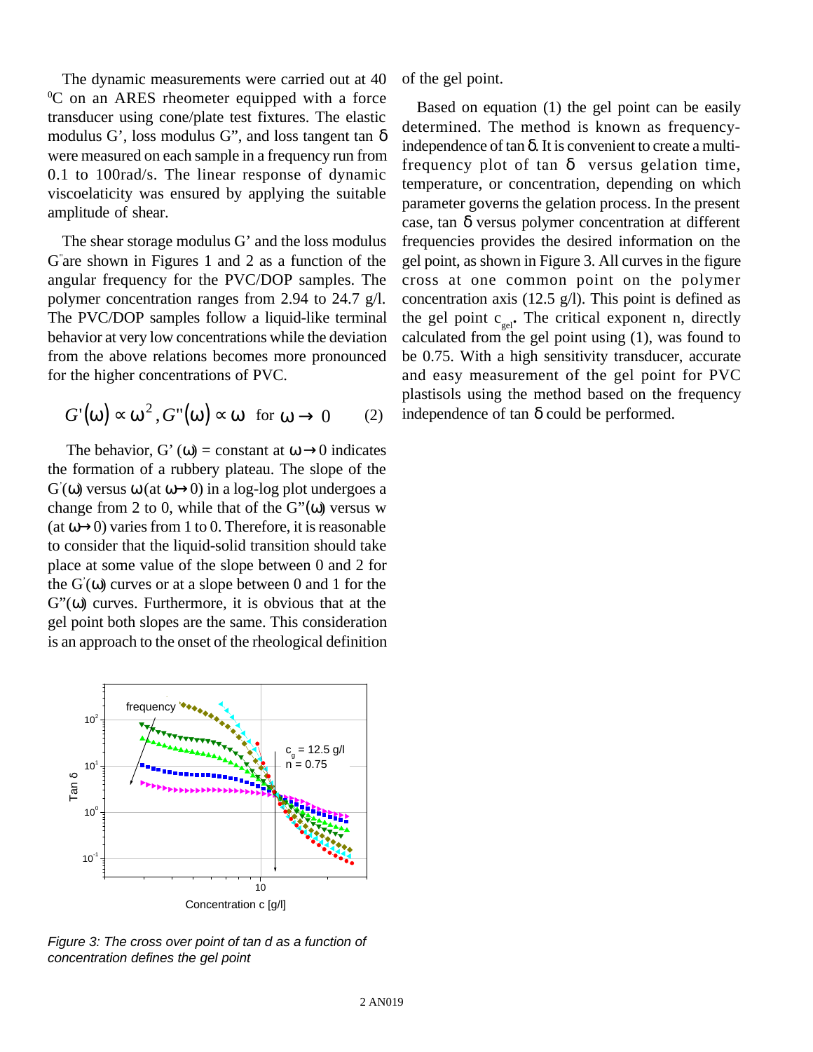The dynamic measurements were carried out at 40 $^0$C on an ARES rheometer equipped with a force transducer using cone/plate test fixtures. The elastic modulus G', loss modulus G", and loss tangent tan δ were measured on each sample in a frequency run from 0.1 to 100rad/s. The linear response of dynamic viscoelaticity was ensured by applying the suitable amplitude of shear.

The shear storage modulus G' and the loss modulus G"are shown in Figures 1 and 2 as a function of the angular frequency for the PVC/DOP samples. The polymer concentration ranges from 2.94 to 24.7 g/l. The PVC/DOP samples follow a liquid-like terminal behavior at very low concentrations while the deviation from the above relations becomes more pronounced for the higher concentrations of PVC.

$$G'(\omega) \propto \omega^2, G''(\omega) \propto \omega \quad \text{for } \omega \to 0 \qquad (2)$$

The behavior, G' (ω) = constant at $\omega \to 0$ indicates the formation of a rubbery plateau. The slope of the $G'(\omega)$ versus ω (at $\omega \to 0$) in a log-log plot undergoes a change from 2 to 0, while that of the G"(ω) versus w (at $\omega \to 0$) varies from 1 to 0. Therefore, it is reasonable to consider that the liquid-solid transition should take place at some value of the slope between 0 and 2 for the $G'(\omega)$ curves or at a slope between 0 and 1 for the G"(ω) curves. Furthermore, it is obvious that at the gel point both slopes are the same. This consideration is an approach to the onset of the rheological definition of the gel point.

Based on equation (1) the gel point can be easily determined. The method is known as frequency-independence of tan δ. It is convenient to create a multi-frequency plot of tan δ versus gelation time, temperature, or concentration, depending on which parameter governs the gelation process. In the present case, tan δ versus polymer concentration at different frequencies provides the desired information on the gel point, as shown in Figure 3. All curves in the figure cross at one common point on the polymer concentration axis (12.5 g/l). This point is defined as the gel point $c_{gel}$. The critical exponent n, directly calculated from the gel point using (1), was found to be 0.75. With a high sensitivity transducer, accurate and easy measurement of the gel point for PVC plastisols using the method based on the frequency independence of tan δ could be performed.

frequency
$c_g$ = 12.5 g/l
n = 0.75
Tan δ
$10^2$
$10^1$
$10^0$
$10^{-1}$
10
Concentration c [g/l]

*Figure 3: The cross over point of tan d as a function of concentration defines the gel point*